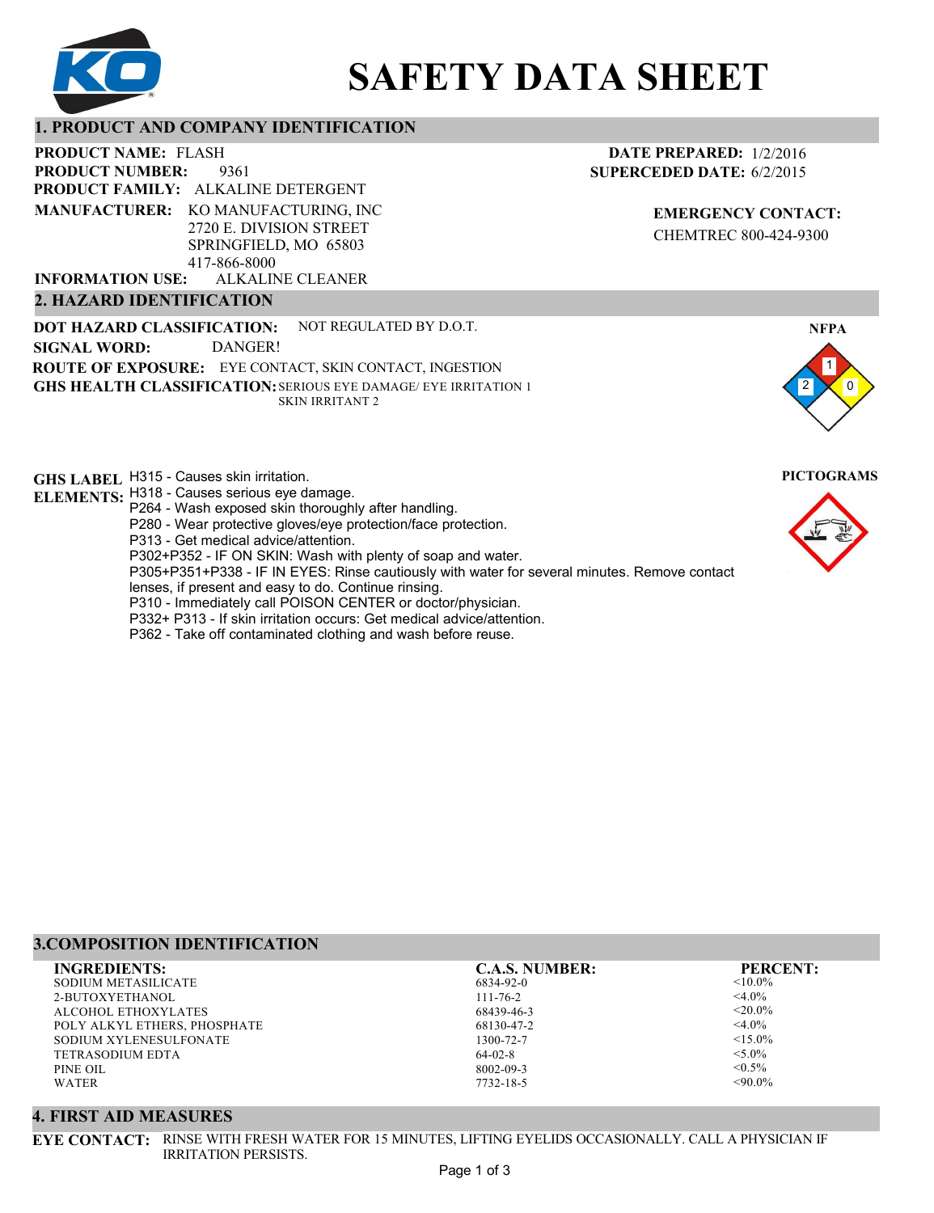# SAFETY DATA SHEET

## 1. PRODUCT AND COMPANY IDENTIFICATION

**PRODUCT NAME:** FLASH
**PRODUCT NUMBER:** 9361
**PRODUCT FAMILY:** ALKALINE DETERGENT
**MANUFACTURER:** KO MANUFACTURING, INC
2720 E. DIVISION STREET
SPRINGFIELD, MO 65803
417-866-8000
**INFORMATION USE:** ALKALINE CLEANER

**DATE PREPARED:** 1/2/2016
**SUPERCEDED DATE:** 6/2/2015

**EMERGENCY CONTACT:**
CHEMTREC 800-424-9300

## 2. HAZARD IDENTIFICATION

**DOT HAZARD CLASSIFICATION:** NOT REGULATED BY D.O.T.
**SIGNAL WORD:** DANGER!
**ROUTE OF EXPOSURE:** EYE CONTACT, SKIN CONTACT, INGESTION
**GHS HEALTH CLASSIFICATION:** SERIOUS EYE DAMAGE/ EYE IRRITATION 1
SKIN IRRITANT 2

**NFPA**
Health: 2
Flammability: 1
Instability: 0

**PICTOGRAMS**

**GHS LABEL ELEMENTS:**
H315 - Causes skin irritation.
H318 - Causes serious eye damage.
P264 - Wash exposed skin thoroughly after handling.
P280 - Wear protective gloves/eye protection/face protection.
P313 - Get medical advice/attention.
P302+P352 - IF ON SKIN: Wash with plenty of soap and water.
P305+P351+P338 - IF IN EYES: Rinse cautiously with water for several minutes. Remove contact lenses, if present and easy to do. Continue rinsing.
P310 - Immediately call POISON CENTER or doctor/physician.
P332+ P313 - If skin irritation occurs: Get medical advice/attention.
P362 - Take off contaminated clothing and wash before reuse.

## 3.COMPOSITION IDENTIFICATION

| INGREDIENTS: | C.A.S. NUMBER: | PERCENT: |
|---|---|---|
| SODIUM METASILICATE | 6834-92-0 | <10.0% |
| 2-BUTOXYETHANOL | 111-76-2 | <4.0% |
| ALCOHOL ETHOXYLATES | 68439-46-3 | <20.0% |
| POLY ALKYL ETHERS, PHOSPHATE | 68130-47-2 | <4.0% |
| SODIUM XYLENESULFONATE | 1300-72-7 | <15.0% |
| TETRASODIUM EDTA | 64-02-8 | <5.0% |
| PINE OIL | 8002-09-3 | <0.5% |
| WATER | 7732-18-5 | <90.0% |

## 4. FIRST AID MEASURES

**EYE CONTACT:** RINSE WITH FRESH WATER FOR 15 MINUTES, LIFTING EYELIDS OCCASIONALLY. CALL A PHYSICIAN IF IRRITATION PERSISTS.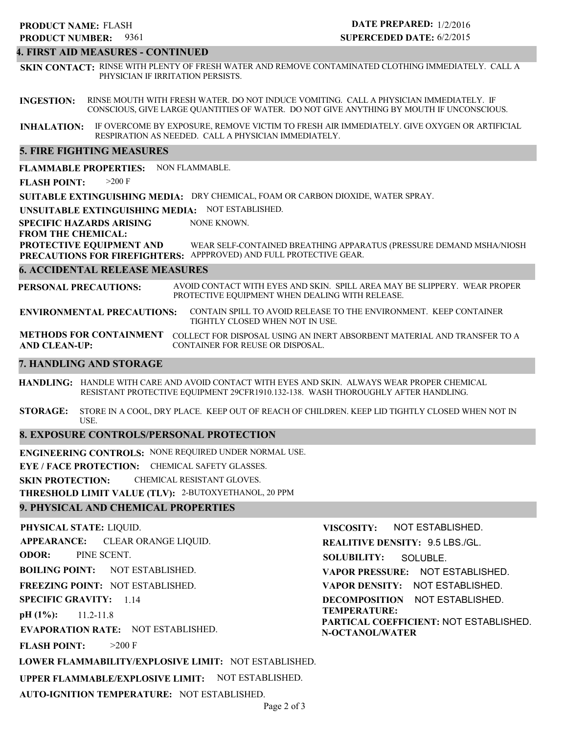**PRODUCT NAME:** FLASH
**PRODUCT NUMBER:** 9361

**DATE PREPARED:** 1/2/2016
**SUPERCEDED DATE:** 6/2/2015

## 4. FIRST AID MEASURES - CONTINUED

**SKIN CONTACT:** RINSE WITH PLENTY OF FRESH WATER AND REMOVE CONTAMINATED CLOTHING IMMEDIATELY. CALL A PHYSICIAN IF IRRITATION PERSISTS.

**INGESTION:** RINSE MOUTH WITH FRESH WATER. DO NOT INDUCE VOMITING. CALL A PHYSICIAN IMMEDIATELY. IF CONSCIOUS, GIVE LARGE QUANTITIES OF WATER. DO NOT GIVE ANYTHING BY MOUTH IF UNCONSCIOUS.

**INHALATION:** IF OVERCOME BY EXPOSURE, REMOVE VICTIM TO FRESH AIR IMMEDIATELY. GIVE OXYGEN OR ARTIFICIAL RESPIRATION AS NEEDED. CALL A PHYSICIAN IMMEDIATELY.

## 5. FIRE FIGHTING MEASURES

**FLAMMABLE PROPERTIES:** NON FLAMMABLE.

**FLASH POINT:** >200 F

**SUITABLE EXTINGUISHING MEDIA:** DRY CHEMICAL, FOAM OR CARBON DIOXIDE, WATER SPRAY.

**UNSUITABLE EXTINGUISHING MEDIA:** NOT ESTABLISHED.

**SPECIFIC HAZARDS ARISING FROM THE CHEMICAL:** NONE KNOWN.

**PROTECTIVE EQUIPMENT AND PRECAUTIONS FOR FIREFIGHTERS:** WEAR SELF-CONTAINED BREATHING APPARATUS (PRESSURE DEMAND MSHA/NIOSH APPPROVED) AND FULL PROTECTIVE GEAR.

## 6. ACCIDENTAL RELEASE MEASURES

**PERSONAL PRECAUTIONS:** AVOID CONTACT WITH EYES AND SKIN. SPILL AREA MAY BE SLIPPERY. WEAR PROPER PROTECTIVE EQUIPMENT WHEN DEALING WITH RELEASE.

**ENVIRONMENTAL PRECAUTIONS:** CONTAIN SPILL TO AVOID RELEASE TO THE ENVIRONMENT. KEEP CONTAINER TIGHTLY CLOSED WHEN NOT IN USE.

**METHODS FOR CONTAINMENT AND CLEAN-UP:** COLLECT FOR DISPOSAL USING AN INERT ABSORBENT MATERIAL AND TRANSFER TO A CONTAINER FOR REUSE OR DISPOSAL.

## 7. HANDLING AND STORAGE

**HANDLING:** HANDLE WITH CARE AND AVOID CONTACT WITH EYES AND SKIN. ALWAYS WEAR PROPER CHEMICAL RESISTANT PROTECTIVE EQUIPMENT 29CFR1910.132-138. WASH THOROUGHLY AFTER HANDLING.

**STORAGE:** STORE IN A COOL, DRY PLACE. KEEP OUT OF REACH OF CHILDREN. KEEP LID TIGHTLY CLOSED WHEN NOT IN USE.

## 8. EXPOSURE CONTROLS/PERSONAL PROTECTION

**ENGINEERING CONTROLS:** NONE REQUIRED UNDER NORMAL USE.

**EYE / FACE PROTECTION:** CHEMICAL SAFETY GLASSES.

**SKIN PROTECTION:** CHEMICAL RESISTANT GLOVES.

**THRESHOLD LIMIT VALUE (TLV):** 2-BUTOXYETHANOL, 20 PPM

## 9. PHYSICAL AND CHEMICAL PROPERTIES

**PHYSICAL STATE:** LIQUID.

**APPEARANCE:** CLEAR ORANGE LIQUID.

**ODOR:** PINE SCENT.

**BOILING POINT:** NOT ESTABLISHED.

**FREEZING POINT:** NOT ESTABLISHED.

**SPECIFIC GRAVITY:** 1.14

**pH (1%):** 11.2-11.8

**EVAPORATION RATE:** NOT ESTABLISHED.

**FLASH POINT:** >200 F

**LOWER FLAMMABILITY/EXPLOSIVE LIMIT:** NOT ESTABLISHED.

**UPPER FLAMMABLE/EXPLOSIVE LIMIT:** NOT ESTABLISHED.

**AUTO-IGNITION TEMPERATURE:** NOT ESTABLISHED.

**VISCOSITY:** NOT ESTABLISHED.

**REALITIVE DENSITY:** 9.5 LBS./GL.

**SOLUBILITY:** SOLUBLE.

**VAPOR PRESSURE:** NOT ESTABLISHED.

**VAPOR DENSITY:** NOT ESTABLISHED.

**DECOMPOSITION TEMPERATURE:** NOT ESTABLISHED.

**PARTICAL COEFFICIENT: N-OCTANOL/WATER** NOT ESTABLISHED.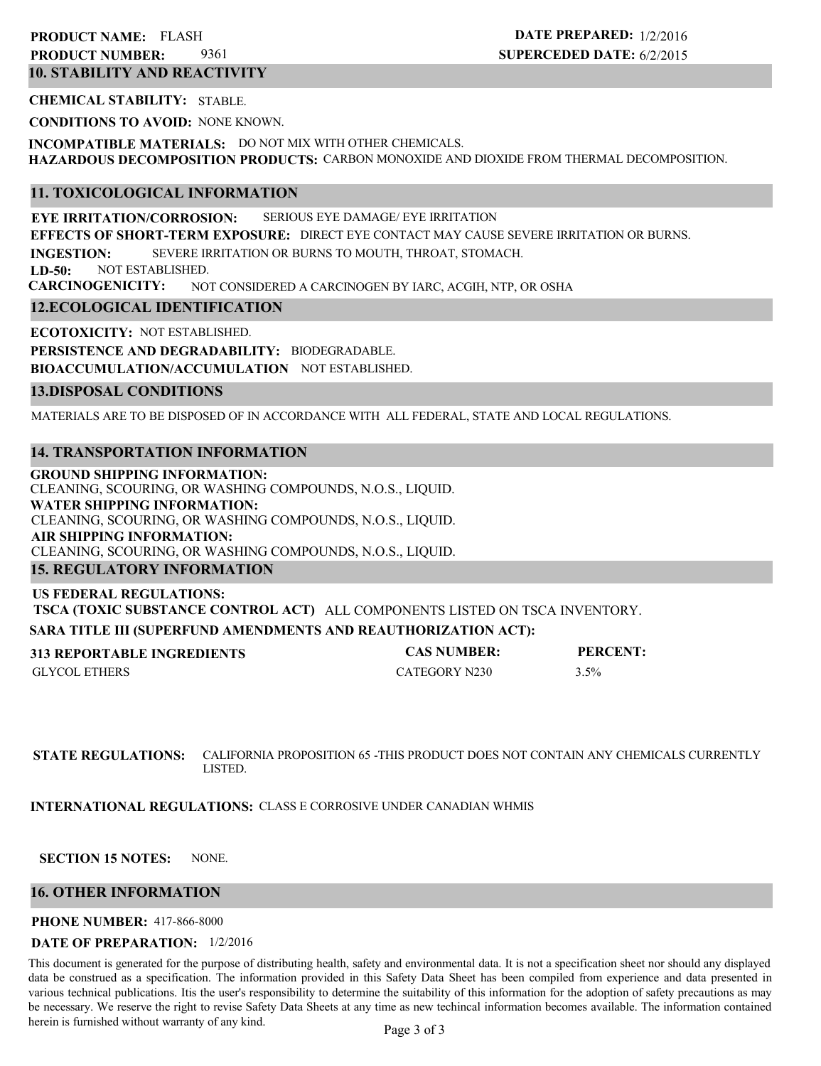**PRODUCT NAME:** FLASH
**PRODUCT NUMBER:** 9361

**DATE PREPARED:** 1/2/2016
**SUPERCEDED DATE:** 6/2/2015

## 10. STABILITY AND REACTIVITY

**CHEMICAL STABILITY:** STABLE.

**CONDITIONS TO AVOID:** NONE KNOWN.

**INCOMPATIBLE MATERIALS:** DO NOT MIX WITH OTHER CHEMICALS.

**HAZARDOUS DECOMPOSITION PRODUCTS:** CARBON MONOXIDE AND DIOXIDE FROM THERMAL DECOMPOSITION.

## 11. TOXICOLOGICAL INFORMATION

**EYE IRRITATION/CORROSION:** SERIOUS EYE DAMAGE/ EYE IRRITATION

**EFFECTS OF SHORT-TERM EXPOSURE:** DIRECT EYE CONTACT MAY CAUSE SEVERE IRRITATION OR BURNS.

**INGESTION:** SEVERE IRRITATION OR BURNS TO MOUTH, THROAT, STOMACH.

**LD-50:** NOT ESTABLISHED.

**CARCINOGENICITY:** NOT CONSIDERED A CARCINOGEN BY IARC, ACGIH, NTP, OR OSHA

## 12.ECOLOGICAL IDENTIFICATION

**ECOTOXICITY:** NOT ESTABLISHED.

**PERSISTENCE AND DEGRADABILITY:** BIODEGRADABLE.

**BIOACCUMULATION/ACCUMULATION** NOT ESTABLISHED.

## 13.DISPOSAL CONDITIONS

MATERIALS ARE TO BE DISPOSED OF IN ACCORDANCE WITH ALL FEDERAL, STATE AND LOCAL REGULATIONS.

## 14. TRANSPORTATION INFORMATION

**GROUND SHIPPING INFORMATION:**
CLEANING, SCOURING, OR WASHING COMPOUNDS, N.O.S., LIQUID.

**WATER SHIPPING INFORMATION:**
CLEANING, SCOURING, OR WASHING COMPOUNDS, N.O.S., LIQUID.

**AIR SHIPPING INFORMATION:**
CLEANING, SCOURING, OR WASHING COMPOUNDS, N.O.S., LIQUID.

## 15. REGULATORY INFORMATION

**US FEDERAL REGULATIONS:**

**TSCA (TOXIC SUBSTANCE CONTROL ACT)** ALL COMPONENTS LISTED ON TSCA INVENTORY.

**SARA TITLE III (SUPERFUND AMENDMENTS AND REAUTHORIZATION ACT):**

| 313 REPORTABLE INGREDIENTS | CAS NUMBER: | PERCENT: |
|---|---|---|
| GLYCOL ETHERS | CATEGORY N230 | 3.5% |

**STATE REGULATIONS:** CALIFORNIA PROPOSITION 65 -THIS PRODUCT DOES NOT CONTAIN ANY CHEMICALS CURRENTLY LISTED.

**INTERNATIONAL REGULATIONS:** CLASS E CORROSIVE UNDER CANADIAN WHMIS

**SECTION 15 NOTES:** NONE.

## 16. OTHER INFORMATION

**PHONE NUMBER:** 417-866-8000

**DATE OF PREPARATION:** 1/2/2016

This document is generated for the purpose of distributing health, safety and environmental data. It is not a specification sheet nor should any displayed data be construed as a specification. The information provided in this Safety Data Sheet has been compiled from experience and data presented in various technical publications. Itis the user's responsibility to determine the suitability of this information for the adoption of safety precautions as may be necessary. We reserve the right to revise Safety Data Sheets at any time as new techincal information becomes available. The information contained herein is furnished without warranty of any kind.